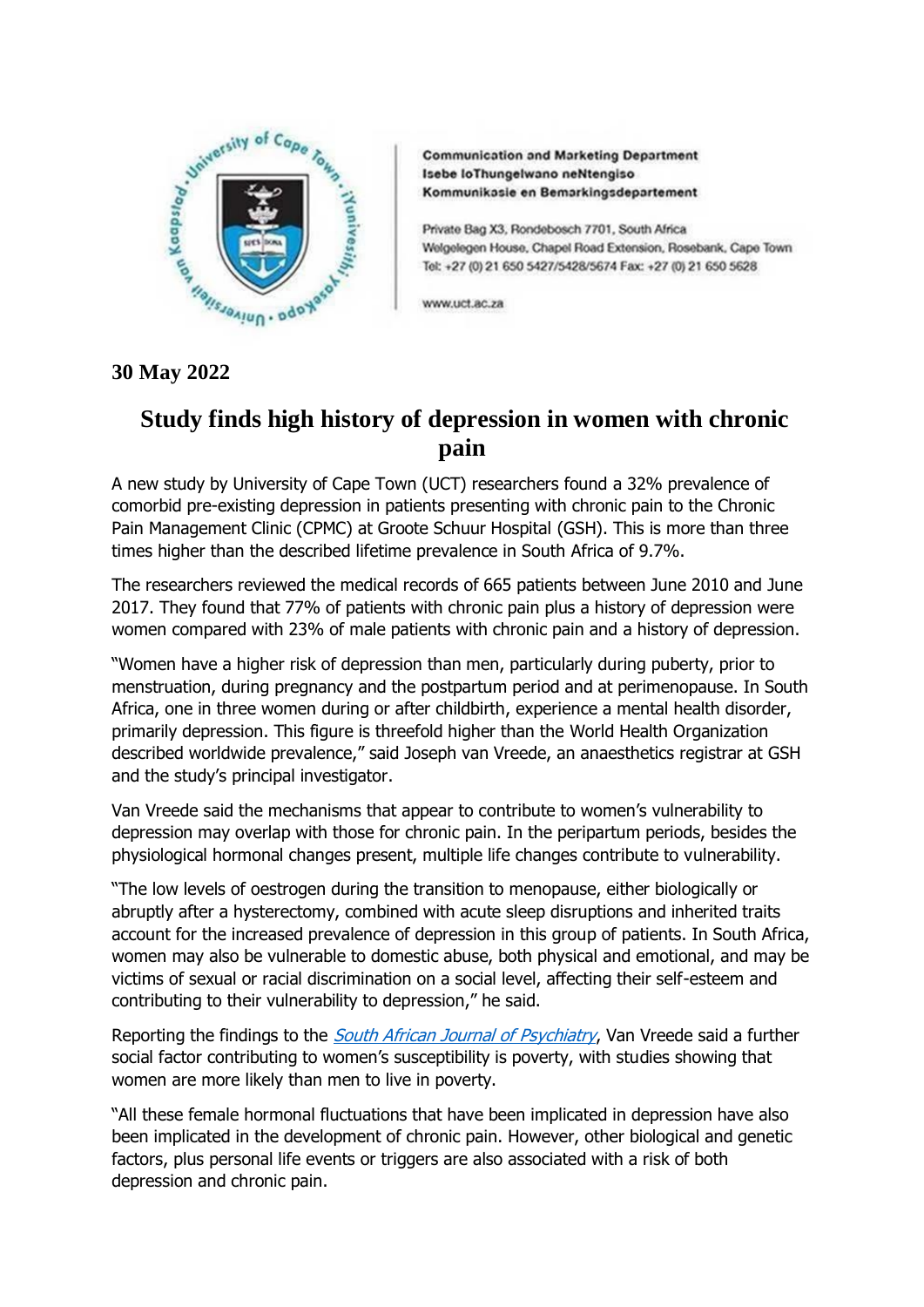Communication and Marketing Department
Isebe loThungelwano neNtengiso
Kommunikasie en Bemarkingsdepartement

Private Bag X3, Rondebosch 7701, South Africa
Welgelegen House, Chapel Road Extension, Rosebank, Cape Town
Tel: +27 (0) 21 650 5427/5428/5674 Fax: +27 (0) 21 650 5628

www.uct.ac.za

**30 May 2022**

# Study finds high history of depression in women with chronic pain

A new study by University of Cape Town (UCT) researchers found a 32% prevalence of comorbid pre-existing depression in patients presenting with chronic pain to the Chronic Pain Management Clinic (CPMC) at Groote Schuur Hospital (GSH). This is more than three times higher than the described lifetime prevalence in South Africa of 9.7%.

The researchers reviewed the medical records of 665 patients between June 2010 and June 2017. They found that 77% of patients with chronic pain plus a history of depression were women compared with 23% of male patients with chronic pain and a history of depression.

"Women have a higher risk of depression than men, particularly during puberty, prior to menstruation, during pregnancy and the postpartum period and at perimenopause. In South Africa, one in three women during or after childbirth, experience a mental health disorder, primarily depression. This figure is threefold higher than the World Health Organization described worldwide prevalence," said Joseph van Vreede, an anaesthetics registrar at GSH and the study's principal investigator.

Van Vreede said the mechanisms that appear to contribute to women's vulnerability to depression may overlap with those for chronic pain. In the peripartum periods, besides the physiological hormonal changes present, multiple life changes contribute to vulnerability.

"The low levels of oestrogen during the transition to menopause, either biologically or abruptly after a hysterectomy, combined with acute sleep disruptions and inherited traits account for the increased prevalence of depression in this group of patients. In South Africa, women may also be vulnerable to domestic abuse, both physical and emotional, and may be victims of sexual or racial discrimination on a social level, affecting their self-esteem and contributing to their vulnerability to depression," he said.

Reporting the findings to the *South African Journal of Psychiatry*, Van Vreede said a further social factor contributing to women's susceptibility is poverty, with studies showing that women are more likely than men to live in poverty.

"All these female hormonal fluctuations that have been implicated in depression have also been implicated in the development of chronic pain. However, other biological and genetic factors, plus personal life events or triggers are also associated with a risk of both depression and chronic pain.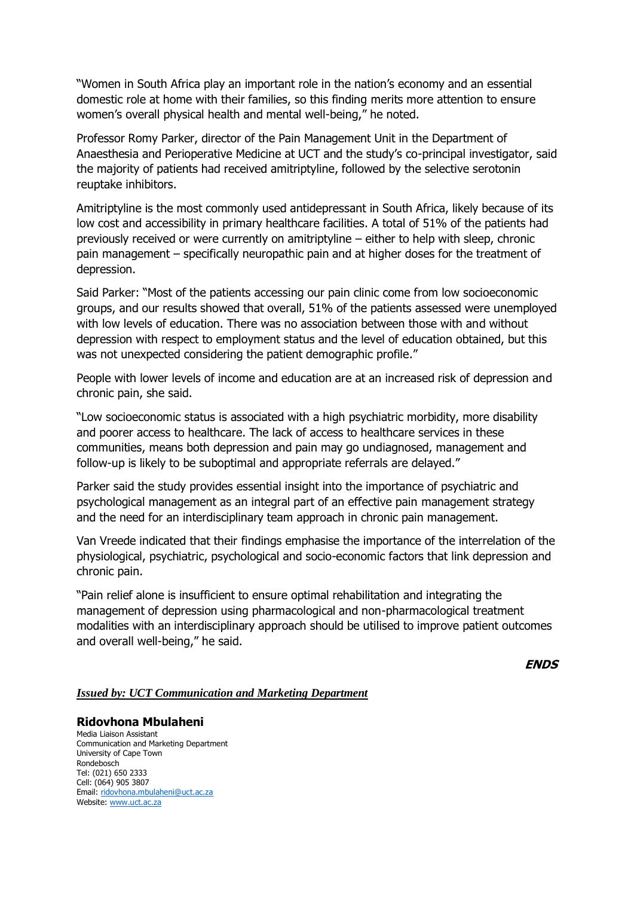"Women in South Africa play an important role in the nation's economy and an essential domestic role at home with their families, so this finding merits more attention to ensure women's overall physical health and mental well-being," he noted.

Professor Romy Parker, director of the Pain Management Unit in the Department of Anaesthesia and Perioperative Medicine at UCT and the study's co-principal investigator, said the majority of patients had received amitriptyline, followed by the selective serotonin reuptake inhibitors.

Amitriptyline is the most commonly used antidepressant in South Africa, likely because of its low cost and accessibility in primary healthcare facilities. A total of 51% of the patients had previously received or were currently on amitriptyline – either to help with sleep, chronic pain management – specifically neuropathic pain and at higher doses for the treatment of depression.

Said Parker: "Most of the patients accessing our pain clinic come from low socioeconomic groups, and our results showed that overall, 51% of the patients assessed were unemployed with low levels of education. There was no association between those with and without depression with respect to employment status and the level of education obtained, but this was not unexpected considering the patient demographic profile."

People with lower levels of income and education are at an increased risk of depression and chronic pain, she said.

"Low socioeconomic status is associated with a high psychiatric morbidity, more disability and poorer access to healthcare. The lack of access to healthcare services in these communities, means both depression and pain may go undiagnosed, management and follow-up is likely to be suboptimal and appropriate referrals are delayed."

Parker said the study provides essential insight into the importance of psychiatric and psychological management as an integral part of an effective pain management strategy and the need for an interdisciplinary team approach in chronic pain management.

Van Vreede indicated that their findings emphasise the importance of the interrelation of the physiological, psychiatric, psychological and socio-economic factors that link depression and chronic pain.

"Pain relief alone is insufficient to ensure optimal rehabilitation and integrating the management of depression using pharmacological and non-pharmacological treatment modalities with an interdisciplinary approach should be utilised to improve patient outcomes and overall well-being," he said.

***ENDS***

***Issued by: UCT Communication and Marketing Department***

**Ridovhona Mbulaheni**

Media Liaison Assistant
Communication and Marketing Department
University of Cape Town
Rondebosch
Tel: (021) 650 2333
Cell: (064) 905 3807
Email: ridovhona.mbulaheni@uct.ac.za
Website: www.uct.ac.za